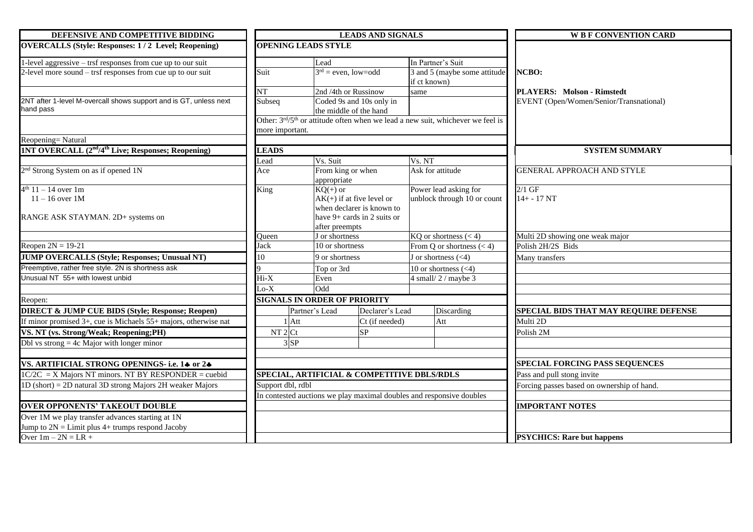## DEFENSIVE AND COMPETITIVE BIDDING

**OVERCALLS (Style: Responses: 1 / 2 Level; Reopening)**

1-level aggressive – trsf responses from cue up to our suit

2-level more sound – trsf responses from cue up to our suit

2NT after 1-level M-overcall shows support and is GT, unless next hand pass

Reopening= Natural

**1NT OVERCALL (2nd/4th Live; Responses; Reopening)**

2nd Strong System on as if opened 1N

4th 11 – 14 over 1m
11 – 16 over 1M

RANGE ASK STAYMAN. 2D+ systems on

Reopen 2N = 19-21

**JUMP OVERCALLS (Style; Responses; Unusual NT)**

Preemptive, rather free style. 2N is shortness ask

Unusual NT 55+ with lowest unbid

Reopen:

**DIRECT & JUMP CUE BIDS (Style; Response; Reopen)**

If minor promised 3+, cue is Michaels 55+ majors, otherwise nat

**VS. NT (vs. Strong/Weak; Reopening;PH)**

Dbl vs strong = 4c Major with longer minor

**VS. ARTIFICIAL STRONG OPENINGS- i.e. 1♣ or 2♣**

1C/2C = X Majors NT minors. NT BY RESPONDER = cuebid

1D (short) = 2D natural 3D strong Majors 2H weaker Majors

**OVER OPPONENTS' TAKEOUT DOUBLE**

Over 1M we play transfer advances starting at 1N

Jump to 2N = Limit plus 4+ trumps respond Jacoby

Over 1m – 2N = LR +

## LEADS AND SIGNALS

**OPENING LEADS STYLE**

| | Lead | In Partner's Suit |
|---|---|---|
| Suit | 3rd = even, low=odd | 3 and 5 (maybe some attitude if ct known) |
| NT | 2nd /4th or Russinow | same |
| Subseq | Coded 9s and 10s only in the middle of the hand | |

Other: 3rd/5th or attitude often when we lead a new suit, whichever we feel is more important.

**LEADS**

| Lead | Vs. Suit | Vs. NT |
|---|---|---|
| Ace | From king or when appropriate | Ask for attitude |
| King | KQ(+) or AK(+) if at five level or when declarer is known to have 9+ cards in 2 suits or after preempts | Power lead asking for unblock through 10 or count |
| Queen | J or shortness | KQ or shortness (< 4) |
| Jack | 10 or shortness | From Q or shortness (< 4) |
| 10 | 9 or shortness | J or shortness (<4) |
| 9 | Top or 3rd | 10 or shortness (<4) |
| Hi-X | Even | 4 small/ 2 / maybe 3 |
| Lo-X | Odd | |

**SIGNALS IN ORDER OF PRIORITY**

| | Partner's Lead | Declarer's Lead | Discarding |
|---|---|---|---|
| 1 | Att | Ct (if needed) | Att |
| NT 2 | Ct | SP | |
| 3 | SP | | |

**SPECIAL, ARTIFICIAL & COMPETITIVE DBLS/RDLS**

Support dbl, rdbl

In contested auctions we play maximal doubles and responsive doubles

## W B F CONVENTION CARD

**NCBO:**

**PLAYERS: Molson - Rimstedt**

EVENT (Open/Women/Senior/Transnational)

## SYSTEM SUMMARY

GENERAL APPROACH AND STYLE

2/1 GF
14+ - 17 NT

Multi 2D showing one weak major

Polish 2H/2S Bids

Many transfers

**SPECIAL BIDS THAT MAY REQUIRE DEFENSE**

Multi 2D

Polish 2M

**SPECIAL FORCING PASS SEQUENCES**

Pass and pull stong invite

Forcing passes based on ownership of hand.

**IMPORTANT NOTES**

**PSYCHICS: Rare but happens**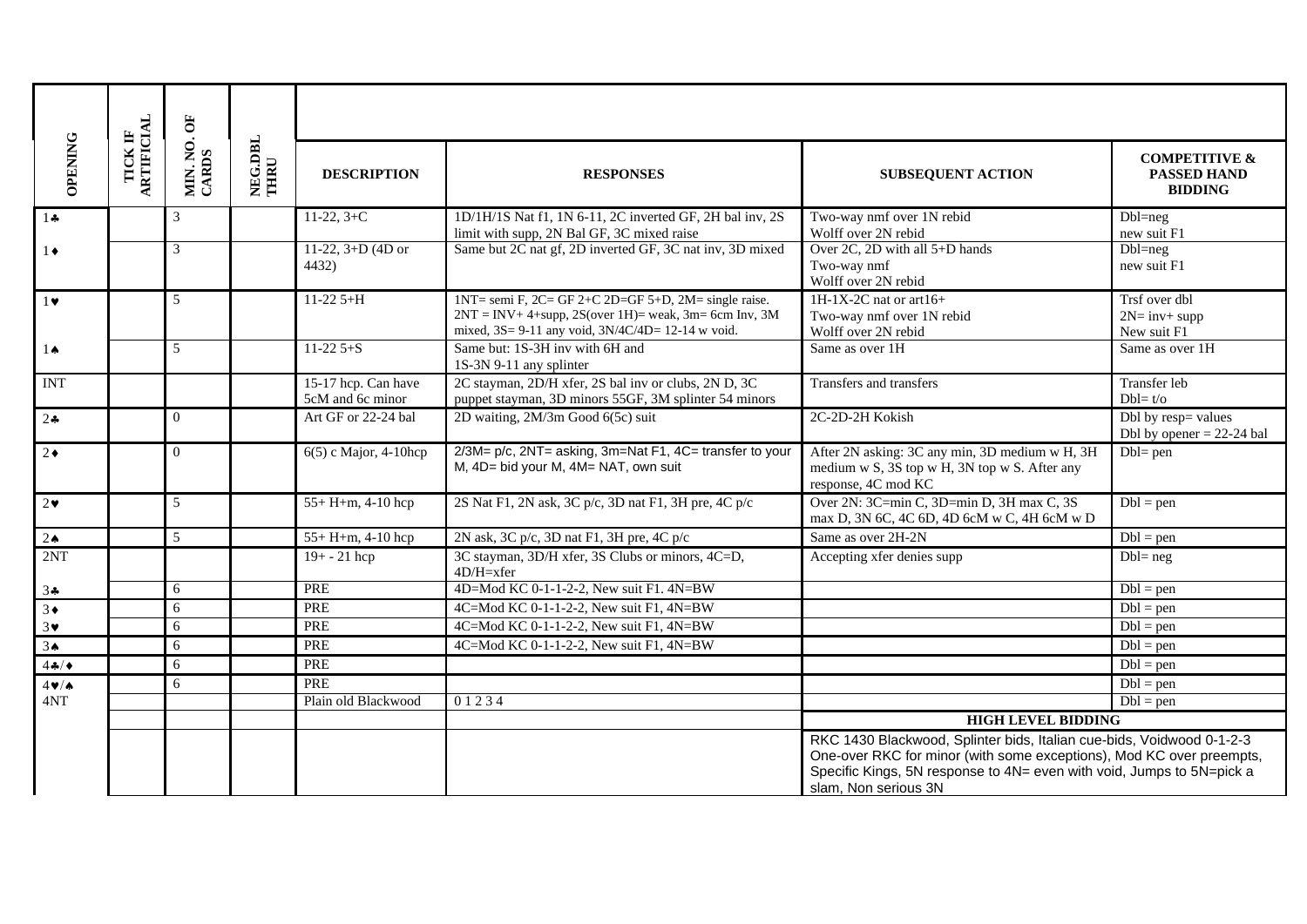| OPENING | TICK IF ARTIFICIAL | MIN. NO. OF CARDS | NEG.DBL THRU | DESCRIPTION | RESPONSES | SUBSEQUENT ACTION | COMPETITIVE & PASSED HAND BIDDING |
|---|---|---|---|---|---|---|---|
| 1♣ | | 3 | | 11-22, 3+C | 1D/1H/1S Nat f1, 1N 6-11, 2C inverted GF, 2H bal inv, 2S limit with supp, 2N Bal GF, 3C mixed raise | Two-way nmf over 1N rebid<br>Wolff over 2N rebid | Dbl=neg<br>new suit F1 |
| 1♦ | | 3 | | 11-22, 3+D (4D or 4432) | Same but 2C nat gf, 2D inverted GF, 3C nat inv, 3D mixed | Over 2C, 2D with all 5+D hands<br>Two-way nmf<br>Wolff over 2N rebid | Dbl=neg<br>new suit F1 |
| 1♥ | | 5 | | 11-22 5+H | 1NT= semi F, 2C= GF 2+C 2D=GF 5+D, 2M= single raise. 2NT = INV+ 4+supp, 2S(over 1H)= weak, 3m= 6cm Inv, 3M mixed, 3S= 9-11 any void, 3N/4C/4D= 12-14 w void. | 1H-1X-2C nat or art16+<br>Two-way nmf over 1N rebid<br>Wolff over 2N rebid | Trsf over dbl<br>2N= inv+ supp<br>New suit F1 |
| 1♠ | | 5 | | 11-22 5+S | Same but: 1S-3H inv with 6H and<br>1S-3N 9-11 any splinter | Same as over 1H | Same as over 1H |
| INT | | | | 15-17 hcp. Can have 5cM and 6c minor | 2C stayman, 2D/H xfer, 2S bal inv or clubs, 2N D, 3C puppet stayman, 3D minors 55GF, 3M splinter 54 minors | Transfers and transfers | Transfer leb<br>Dbl= t/o |
| 2♣ | | 0 | | Art GF or 22-24 bal | 2D waiting, 2M/3m Good 6(5c) suit | 2C-2D-2H Kokish | Dbl by resp= values<br>Dbl by opener = 22-24 bal |
| 2♦ | | 0 | | 6(5) c Major, 4-10hcp | 2/3M= p/c, 2NT= asking, 3m=Nat F1, 4C= transfer to your M, 4D= bid your M, 4M= NAT, own suit | After 2N asking: 3C any min, 3D medium w H, 3H medium w S, 3S top w H, 3N top w S. After any response, 4C mod KC | Dbl= pen |
| 2♥ | | 5 | | 55+ H+m, 4-10 hcp | 2S Nat F1, 2N ask, 3C p/c, 3D nat F1, 3H pre, 4C p/c | Over 2N: 3C=min C, 3D=min D, 3H max C, 3S max D, 3N 6C, 4C 6D, 4D 6cM w C, 4H 6cM w D | Dbl = pen |
| 2♠ | | 5 | | 55+ H+m, 4-10 hcp | 2N ask, 3C p/c, 3D nat F1, 3H pre, 4C p/c | Same as over 2H-2N | Dbl = pen |
| 2NT | | | | 19+ - 21 hcp | 3C stayman, 3D/H xfer, 3S Clubs or minors, 4C=D, 4D/H=xfer | Accepting xfer denies supp | Dbl= neg |
| 3♣ | | 6 | | PRE | 4D=Mod KC 0-1-1-2-2, New suit F1. 4N=BW | | Dbl = pen |
| 3♦ | | 6 | | PRE | 4C=Mod KC 0-1-1-2-2, New suit F1, 4N=BW | | Dbl = pen |
| 3♥ | | 6 | | PRE | 4C=Mod KC 0-1-1-2-2, New suit F1, 4N=BW | | Dbl = pen |
| 3♠ | | 6 | | PRE | 4C=Mod KC 0-1-1-2-2, New suit F1, 4N=BW | | Dbl = pen |
| 4♣/♦ | | 6 | | PRE | | | Dbl = pen |
| 4♥/♠ | | 6 | | PRE | | | Dbl = pen |
| 4NT | | | | Plain old Blackwood | 0 1 2 3 4 | | Dbl = pen |
| | | | | | | **HIGH LEVEL BIDDING** | |
| | | | | | | RKC 1430 Blackwood, Splinter bids, Italian cue-bids, Voidwood 0-1-2-3 One-over RKC for minor (with some exceptions), Mod KC over preempts, Specific Kings, 5N response to 4N= even with void, Jumps to 5N=pick a slam, Non serious 3N | |